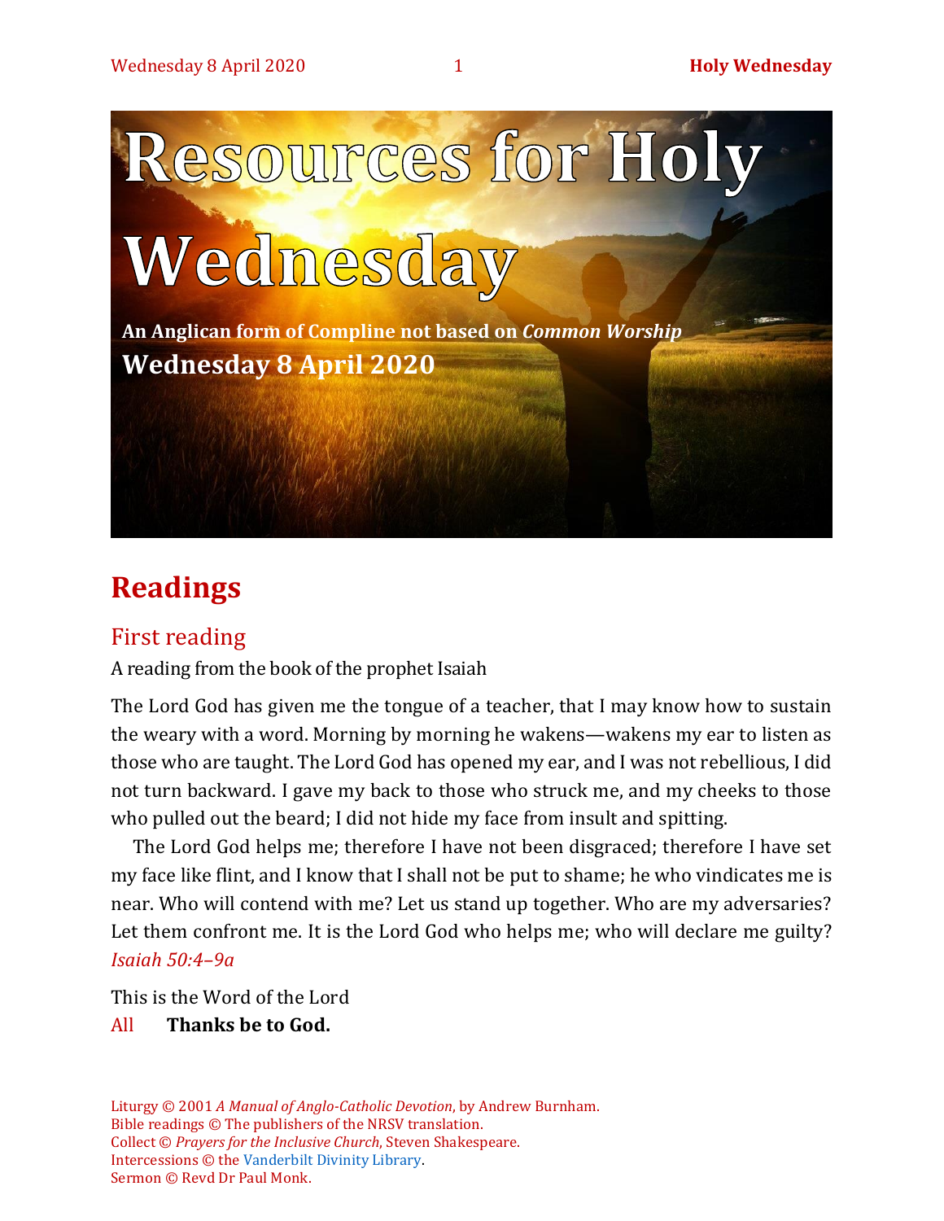# Resources for Holy Wednesday

**An Anglican form of Compline not based on *Common Worship***

**Wednesday 8 April 2020**

## Readings

### First reading

A reading from the book of the prophet Isaiah

The Lord God has given me the tongue of a teacher, that I may know how to sustain the weary with a word. Morning by morning he wakens—wakens my ear to listen as those who are taught. The Lord God has opened my ear, and I was not rebellious, I did not turn backward. I gave my back to those who struck me, and my cheeks to those who pulled out the beard; I did not hide my face from insult and spitting.

The Lord God helps me; therefore I have not been disgraced; therefore I have set my face like flint, and I know that I shall not be put to shame; he who vindicates me is near. Who will contend with me? Let us stand up together. Who are my adversaries? Let them confront me. It is the Lord God who helps me; who will declare me guilty? *Isaiah 50:4–9a*

This is the Word of the Lord

All **Thanks be to God.**

Liturgy © 2001 *A Manual of Anglo-Catholic Devotion*, by Andrew Burnham.
Bible readings © The publishers of the NRSV translation.
Collect © *Prayers for the Inclusive Church*, Steven Shakespeare.
Intercessions © the Vanderbilt Divinity Library.
Sermon © Revd Dr Paul Monk.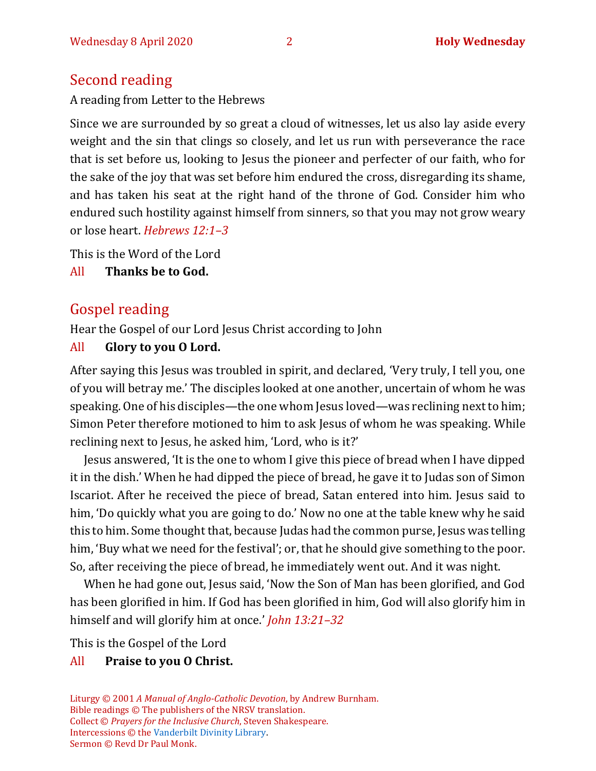## Second reading

A reading from Letter to the Hebrews

Since we are surrounded by so great a cloud of witnesses, let us also lay aside every weight and the sin that clings so closely, and let us run with perseverance the race that is set before us, looking to Jesus the pioneer and perfecter of our faith, who for the sake of the joy that was set before him endured the cross, disregarding its shame, and has taken his seat at the right hand of the throne of God. Consider him who endured such hostility against himself from sinners, so that you may not grow weary or lose heart. *Hebrews 12:1–3*

This is the Word of the Lord

All **Thanks be to God.**

## Gospel reading

Hear the Gospel of our Lord Jesus Christ according to John

All **Glory to you O Lord.**

After saying this Jesus was troubled in spirit, and declared, 'Very truly, I tell you, one of you will betray me.' The disciples looked at one another, uncertain of whom he was speaking. One of his disciples—the one whom Jesus loved—was reclining next to him; Simon Peter therefore motioned to him to ask Jesus of whom he was speaking. While reclining next to Jesus, he asked him, 'Lord, who is it?'

Jesus answered, 'It is the one to whom I give this piece of bread when I have dipped it in the dish.' When he had dipped the piece of bread, he gave it to Judas son of Simon Iscariot. After he received the piece of bread, Satan entered into him. Jesus said to him, 'Do quickly what you are going to do.' Now no one at the table knew why he said this to him. Some thought that, because Judas had the common purse, Jesus was telling him, 'Buy what we need for the festival'; or, that he should give something to the poor. So, after receiving the piece of bread, he immediately went out. And it was night.

When he had gone out, Jesus said, 'Now the Son of Man has been glorified, and God has been glorified in him. If God has been glorified in him, God will also glorify him in himself and will glorify him at once.' *John 13:21–32*

This is the Gospel of the Lord

All **Praise to you O Christ.**

Liturgy © 2001 *A Manual of Anglo-Catholic Devotion*, by Andrew Burnham.
Bible readings © The publishers of the NRSV translation.
Collect © *Prayers for the Inclusive Church*, Steven Shakespeare.
Intercessions © the Vanderbilt Divinity Library.
Sermon © Revd Dr Paul Monk.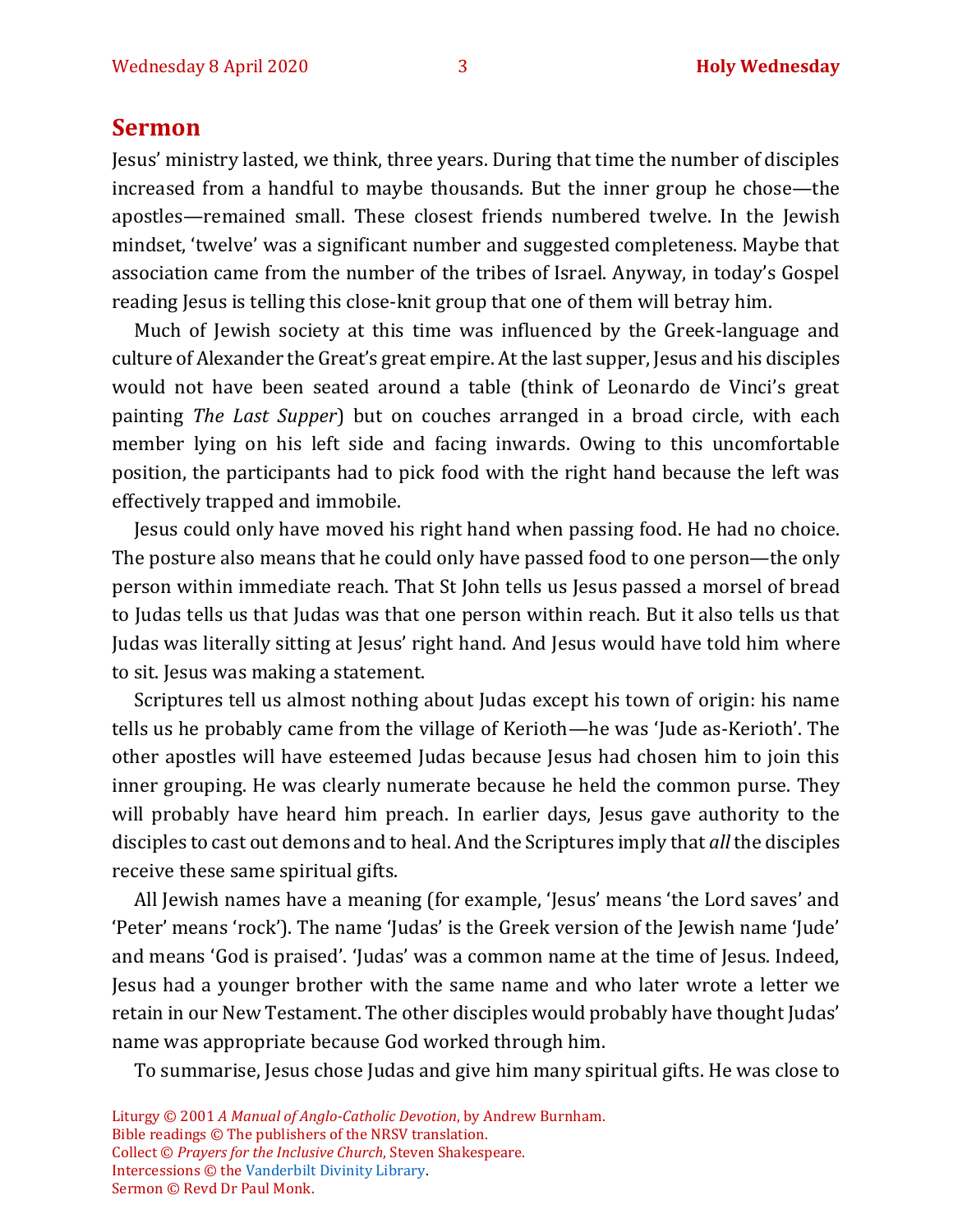## Sermon

Jesus' ministry lasted, we think, three years. During that time the number of disciples increased from a handful to maybe thousands. But the inner group he chose—the apostles—remained small. These closest friends numbered twelve. In the Jewish mindset, 'twelve' was a significant number and suggested completeness. Maybe that association came from the number of the tribes of Israel. Anyway, in today's Gospel reading Jesus is telling this close-knit group that one of them will betray him.

Much of Jewish society at this time was influenced by the Greek-language and culture of Alexander the Great's great empire. At the last supper, Jesus and his disciples would not have been seated around a table (think of Leonardo de Vinci's great painting *The Last Supper*) but on couches arranged in a broad circle, with each member lying on his left side and facing inwards. Owing to this uncomfortable position, the participants had to pick food with the right hand because the left was effectively trapped and immobile.

Jesus could only have moved his right hand when passing food. He had no choice. The posture also means that he could only have passed food to one person—the only person within immediate reach. That St John tells us Jesus passed a morsel of bread to Judas tells us that Judas was that one person within reach. But it also tells us that Judas was literally sitting at Jesus' right hand. And Jesus would have told him where to sit. Jesus was making a statement.

Scriptures tell us almost nothing about Judas except his town of origin: his name tells us he probably came from the village of Kerioth—he was 'Jude as-Kerioth'. The other apostles will have esteemed Judas because Jesus had chosen him to join this inner grouping. He was clearly numerate because he held the common purse. They will probably have heard him preach. In earlier days, Jesus gave authority to the disciples to cast out demons and to heal. And the Scriptures imply that *all* the disciples receive these same spiritual gifts.

All Jewish names have a meaning (for example, 'Jesus' means 'the Lord saves' and 'Peter' means 'rock'). The name 'Judas' is the Greek version of the Jewish name 'Jude' and means 'God is praised'. 'Judas' was a common name at the time of Jesus. Indeed, Jesus had a younger brother with the same name and who later wrote a letter we retain in our New Testament. The other disciples would probably have thought Judas' name was appropriate because God worked through him.

To summarise, Jesus chose Judas and give him many spiritual gifts. He was close to

Liturgy © 2001 *A Manual of Anglo-Catholic Devotion*, by Andrew Burnham.
Bible readings © The publishers of the NRSV translation.
Collect © *Prayers for the Inclusive Church*, Steven Shakespeare.
Intercessions © the Vanderbilt Divinity Library.
Sermon © Revd Dr Paul Monk.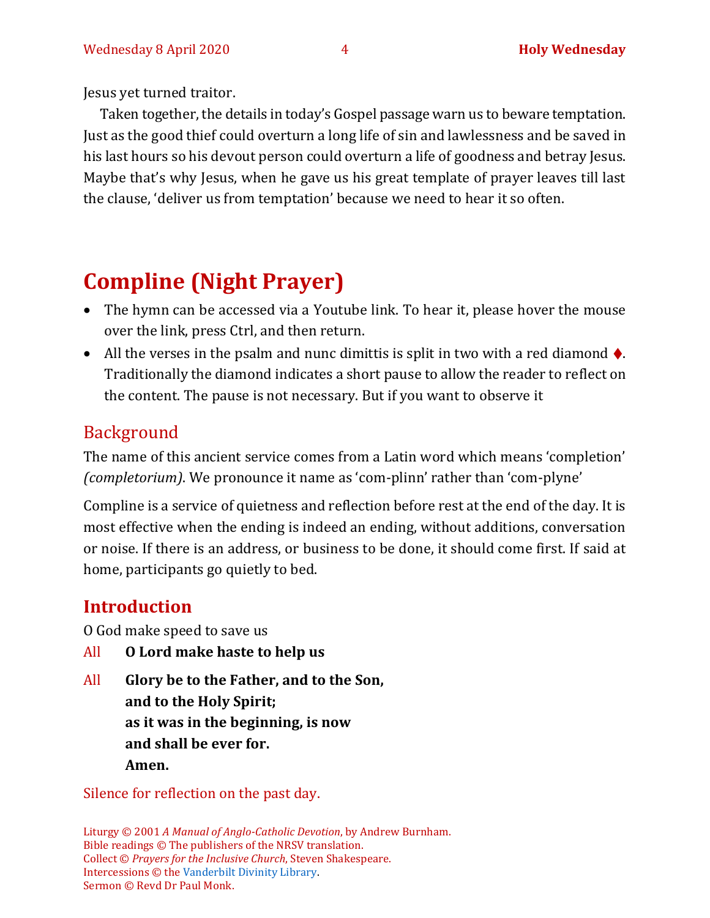Jesus yet turned traitor.

Taken together, the details in today's Gospel passage warn us to beware temptation. Just as the good thief could overturn a long life of sin and lawlessness and be saved in his last hours so his devout person could overturn a life of goodness and betray Jesus. Maybe that's why Jesus, when he gave us his great template of prayer leaves till last the clause, 'deliver us from temptation' because we need to hear it so often.

# Compline (Night Prayer)

- The hymn can be accessed via a Youtube link. To hear it, please hover the mouse over the link, press Ctrl, and then return.
- All the verses in the psalm and nunc dimittis is split in two with a red diamond ♦. Traditionally the diamond indicates a short pause to allow the reader to reflect on the content. The pause is not necessary. But if you want to observe it

## Background

The name of this ancient service comes from a Latin word which means 'completion' *(completorium)*. We pronounce it name as 'com-plinn' rather than 'com-plyne'

Compline is a service of quietness and reflection before rest at the end of the day. It is most effective when the ending is indeed an ending, without additions, conversation or noise. If there is an address, or business to be done, it should come first. If said at home, participants go quietly to bed.

## Introduction

O God make speed to save us

All **O Lord make haste to help us**

All **Glory be to the Father, and to the Son,**
**and to the Holy Spirit;**
**as it was in the beginning, is now**
**and shall be ever for.**
**Amen.**

Silence for reflection on the past day.

Liturgy © 2001 *A Manual of Anglo-Catholic Devotion*, by Andrew Burnham.
Bible readings © The publishers of the NRSV translation.
Collect © *Prayers for the Inclusive Church*, Steven Shakespeare.
Intercessions © the Vanderbilt Divinity Library.
Sermon © Revd Dr Paul Monk.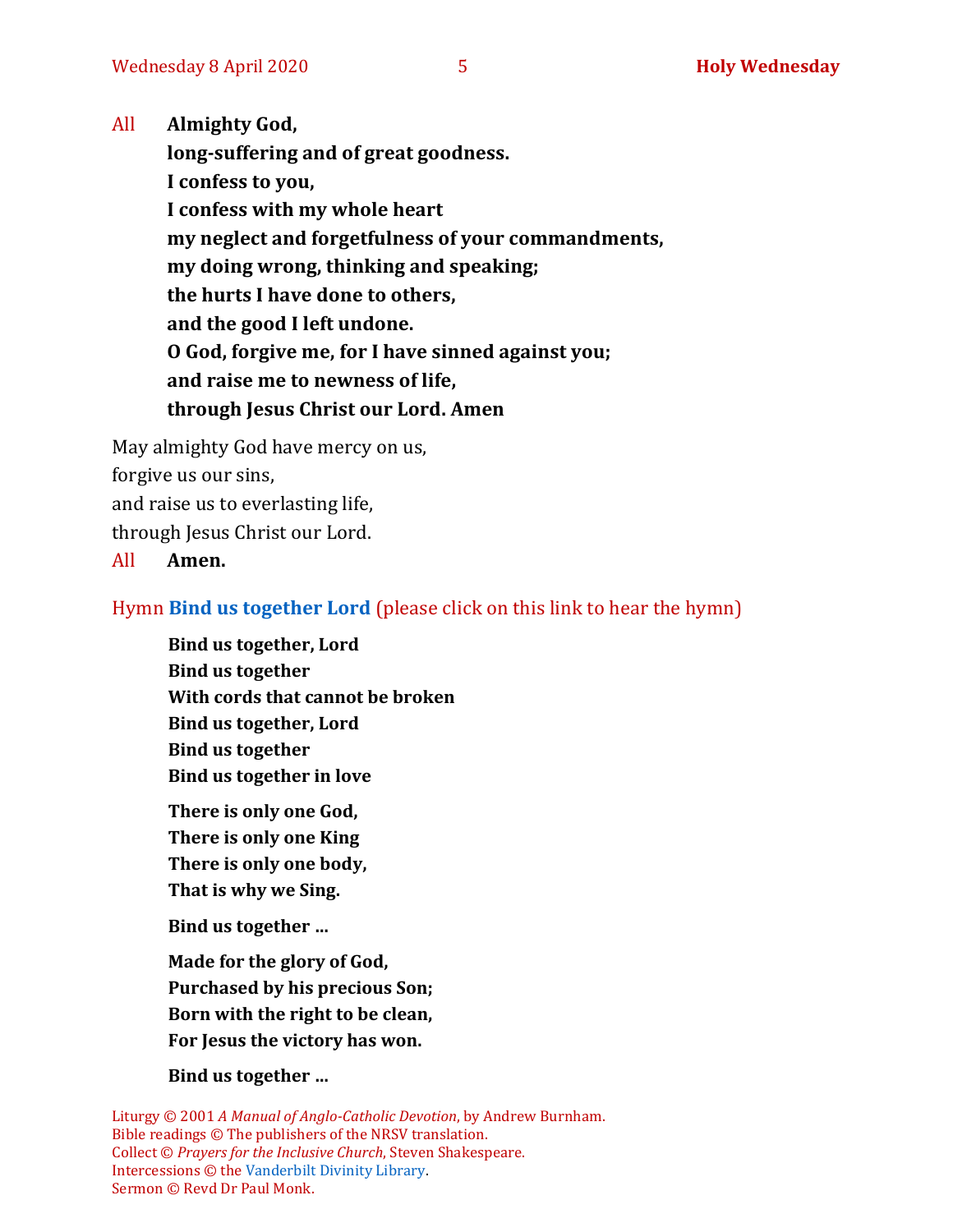All **Almighty God,**
**long-suffering and of great goodness.**
**I confess to you,**
**I confess with my whole heart**
**my neglect and forgetfulness of your commandments,**
**my doing wrong, thinking and speaking;**
**the hurts I have done to others,**
**and the good I left undone.**
**O God, forgive me, for I have sinned against you;**
**and raise me to newness of life,**
**through Jesus Christ our Lord. Amen**

May almighty God have mercy on us,
forgive us our sins,
and raise us to everlasting life,
through Jesus Christ our Lord.
All **Amen.**

Hymn **Bind us together Lord** (please click on this link to hear the hymn)

**Bind us together, Lord**
**Bind us together**
**With cords that cannot be broken**
**Bind us together, Lord**
**Bind us together**
**Bind us together in love**

**There is only one God,**
**There is only one King**
**There is only one body,**
**That is why we Sing.**

**Bind us together …**

**Made for the glory of God,**
**Purchased by his precious Son;**
**Born with the right to be clean,**
**For Jesus the victory has won.**

**Bind us together …**

Liturgy © 2001 *A Manual of Anglo-Catholic Devotion*, by Andrew Burnham.
Bible readings © The publishers of the NRSV translation.
Collect © *Prayers for the Inclusive Church*, Steven Shakespeare.
Intercessions © the Vanderbilt Divinity Library.
Sermon © Revd Dr Paul Monk.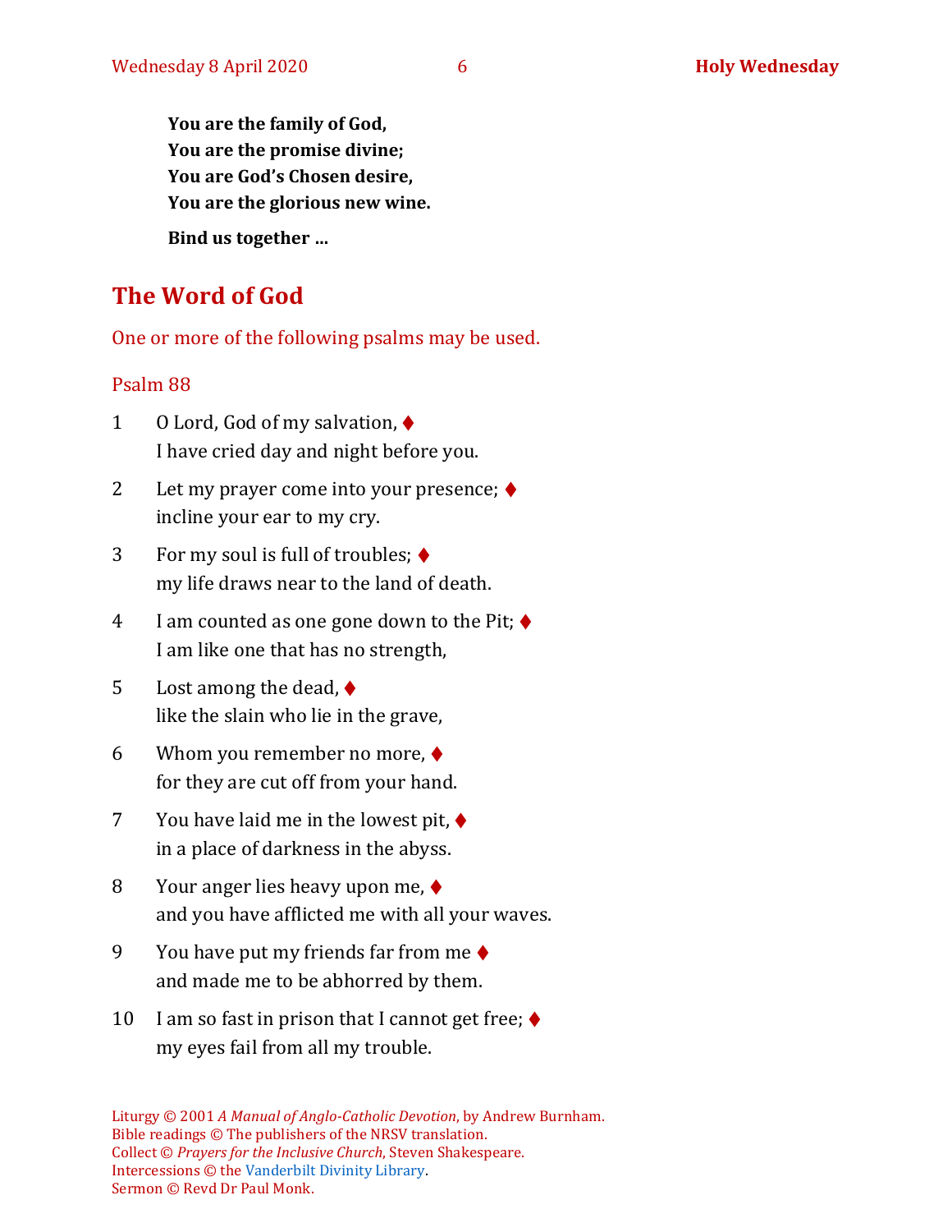**You are the family of God,**
**You are the promise divine;**
**You are God's Chosen desire,**
**You are the glorious new wine.**

**Bind us together …**

## The Word of God

One or more of the following psalms may be used.

### Psalm 88

1 O Lord, God of my salvation, ♦
I have cried day and night before you.

2 Let my prayer come into your presence; ♦
incline your ear to my cry.

3 For my soul is full of troubles; ♦
my life draws near to the land of death.

4 I am counted as one gone down to the Pit; ♦
I am like one that has no strength,

5 Lost among the dead, ♦
like the slain who lie in the grave,

6 Whom you remember no more, ♦
for they are cut off from your hand.

7 You have laid me in the lowest pit, ♦
in a place of darkness in the abyss.

8 Your anger lies heavy upon me, ♦
and you have afflicted me with all your waves.

9 You have put my friends far from me ♦
and made me to be abhorred by them.

10 I am so fast in prison that I cannot get free; ♦
my eyes fail from all my trouble.

Liturgy © 2001 *A Manual of Anglo-Catholic Devotion*, by Andrew Burnham.
Bible readings © The publishers of the NRSV translation.
Collect © *Prayers for the Inclusive Church*, Steven Shakespeare.
Intercessions © the Vanderbilt Divinity Library.
Sermon © Revd Dr Paul Monk.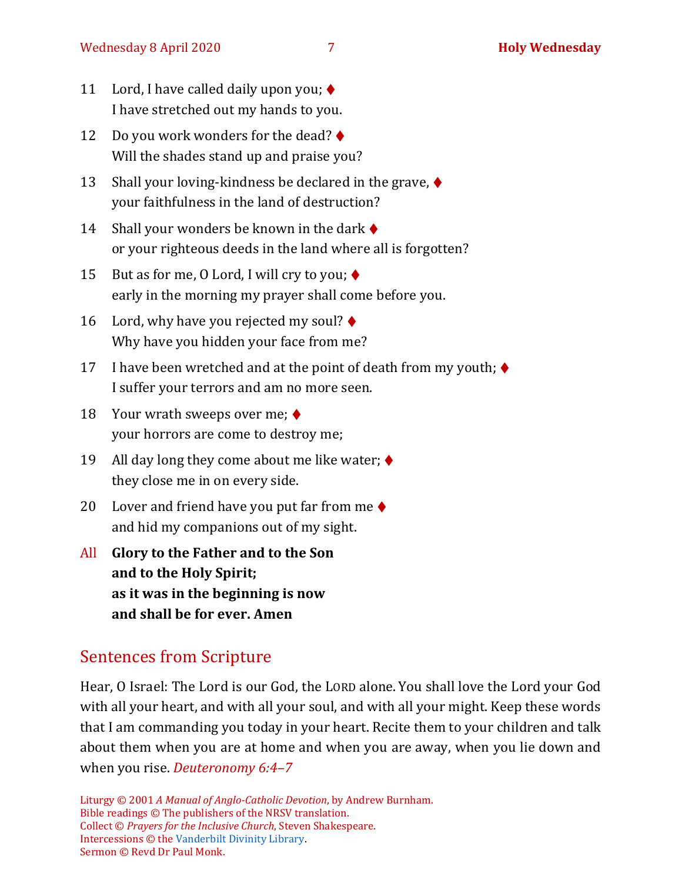11 Lord, I have called daily upon you; ♦
I have stretched out my hands to you.

12 Do you work wonders for the dead? ♦
Will the shades stand up and praise you?

13 Shall your loving-kindness be declared in the grave, ♦
your faithfulness in the land of destruction?

14 Shall your wonders be known in the dark ♦
or your righteous deeds in the land where all is forgotten?

15 But as for me, O Lord, I will cry to you; ♦
early in the morning my prayer shall come before you.

16 Lord, why have you rejected my soul? ♦
Why have you hidden your face from me?

17 I have been wretched and at the point of death from my youth; ♦
I suffer your terrors and am no more seen.

18 Your wrath sweeps over me; ♦
your horrors are come to destroy me;

19 All day long they come about me like water; ♦
they close me in on every side.

20 Lover and friend have you put far from me ♦
and hid my companions out of my sight.

All **Glory to the Father and to the Son**
**and to the Holy Spirit;**
**as it was in the beginning is now**
**and shall be for ever. Amen**

## Sentences from Scripture

Hear, O Israel: The Lord is our God, the LORD alone. You shall love the Lord your God with all your heart, and with all your soul, and with all your might. Keep these words that I am commanding you today in your heart. Recite them to your children and talk about them when you are at home and when you are away, when you lie down and when you rise. *Deuteronomy 6:4–7*

Liturgy © 2001 *A Manual of Anglo-Catholic Devotion*, by Andrew Burnham.
Bible readings © The publishers of the NRSV translation.
Collect © *Prayers for the Inclusive Church*, Steven Shakespeare.
Intercessions © the Vanderbilt Divinity Library.
Sermon © Revd Dr Paul Monk.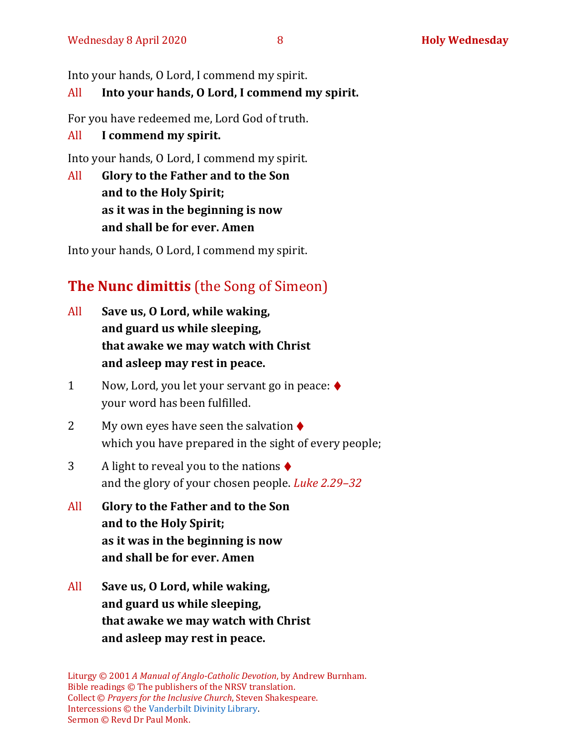Into your hands, O Lord, I commend my spirit.

All **Into your hands, O Lord, I commend my spirit.**

For you have redeemed me, Lord God of truth.

All **I commend my spirit.**

Into your hands, O Lord, I commend my spirit.

All **Glory to the Father and to the Son**
**and to the Holy Spirit;**
**as it was in the beginning is now**
**and shall be for ever. Amen**

Into your hands, O Lord, I commend my spirit.

## The Nunc dimittis (the Song of Simeon)

All **Save us, O Lord, while waking,**
**and guard us while sleeping,**
**that awake we may watch with Christ**
**and asleep may rest in peace.**

1 Now, Lord, you let your servant go in peace: ♦
your word has been fulfilled.

2 My own eyes have seen the salvation ♦
which you have prepared in the sight of every people;

3 A light to reveal you to the nations ♦
and the glory of your chosen people. *Luke 2.29–32*

All **Glory to the Father and to the Son**
**and to the Holy Spirit;**
**as it was in the beginning is now**
**and shall be for ever. Amen**

All **Save us, O Lord, while waking,**
**and guard us while sleeping,**
**that awake we may watch with Christ**
**and asleep may rest in peace.**

Liturgy © 2001 *A Manual of Anglo-Catholic Devotion*, by Andrew Burnham.
Bible readings © The publishers of the NRSV translation.
Collect © *Prayers for the Inclusive Church*, Steven Shakespeare.
Intercessions © the Vanderbilt Divinity Library.
Sermon © Revd Dr Paul Monk.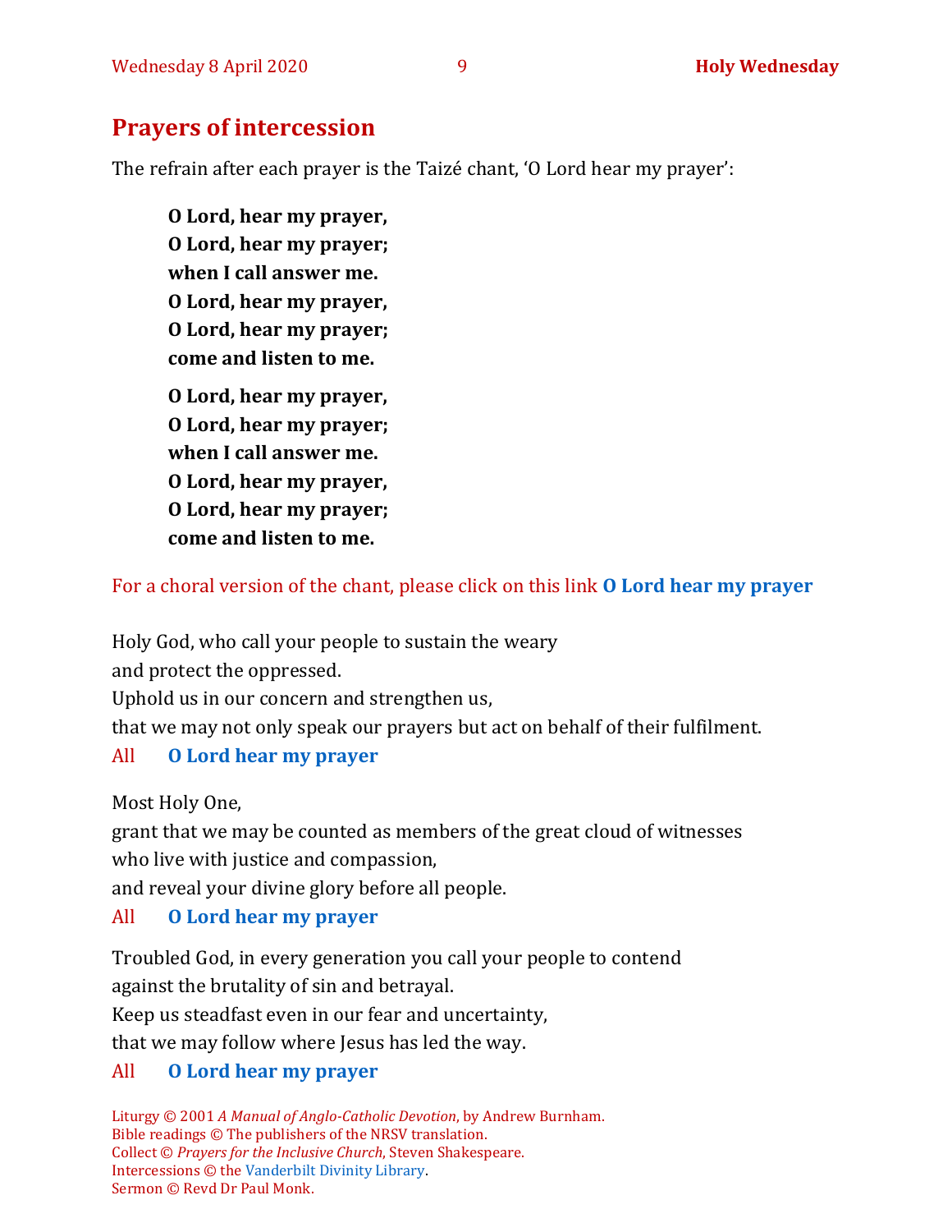## Prayers of intercession

The refrain after each prayer is the Taizé chant, 'O Lord hear my prayer':

**O Lord, hear my prayer,**
**O Lord, hear my prayer;**
**when I call answer me.**
**O Lord, hear my prayer,**
**O Lord, hear my prayer;**
**come and listen to me.**

**O Lord, hear my prayer,**
**O Lord, hear my prayer;**
**when I call answer me.**
**O Lord, hear my prayer,**
**O Lord, hear my prayer;**
**come and listen to me.**

For a choral version of the chant, please click on this link **O Lord hear my prayer**

Holy God, who call your people to sustain the weary
and protect the oppressed.
Uphold us in our concern and strengthen us,
that we may not only speak our prayers but act on behalf of their fulfilment.

All **O Lord hear my prayer**

Most Holy One,
grant that we may be counted as members of the great cloud of witnesses
who live with justice and compassion,
and reveal your divine glory before all people.

All **O Lord hear my prayer**

Troubled God, in every generation you call your people to contend
against the brutality of sin and betrayal.
Keep us steadfast even in our fear and uncertainty,
that we may follow where Jesus has led the way.

All **O Lord hear my prayer**

Liturgy © 2001 *A Manual of Anglo-Catholic Devotion*, by Andrew Burnham.
Bible readings © The publishers of the NRSV translation.
Collect © *Prayers for the Inclusive Church*, Steven Shakespeare.
Intercessions © the Vanderbilt Divinity Library.
Sermon © Revd Dr Paul Monk.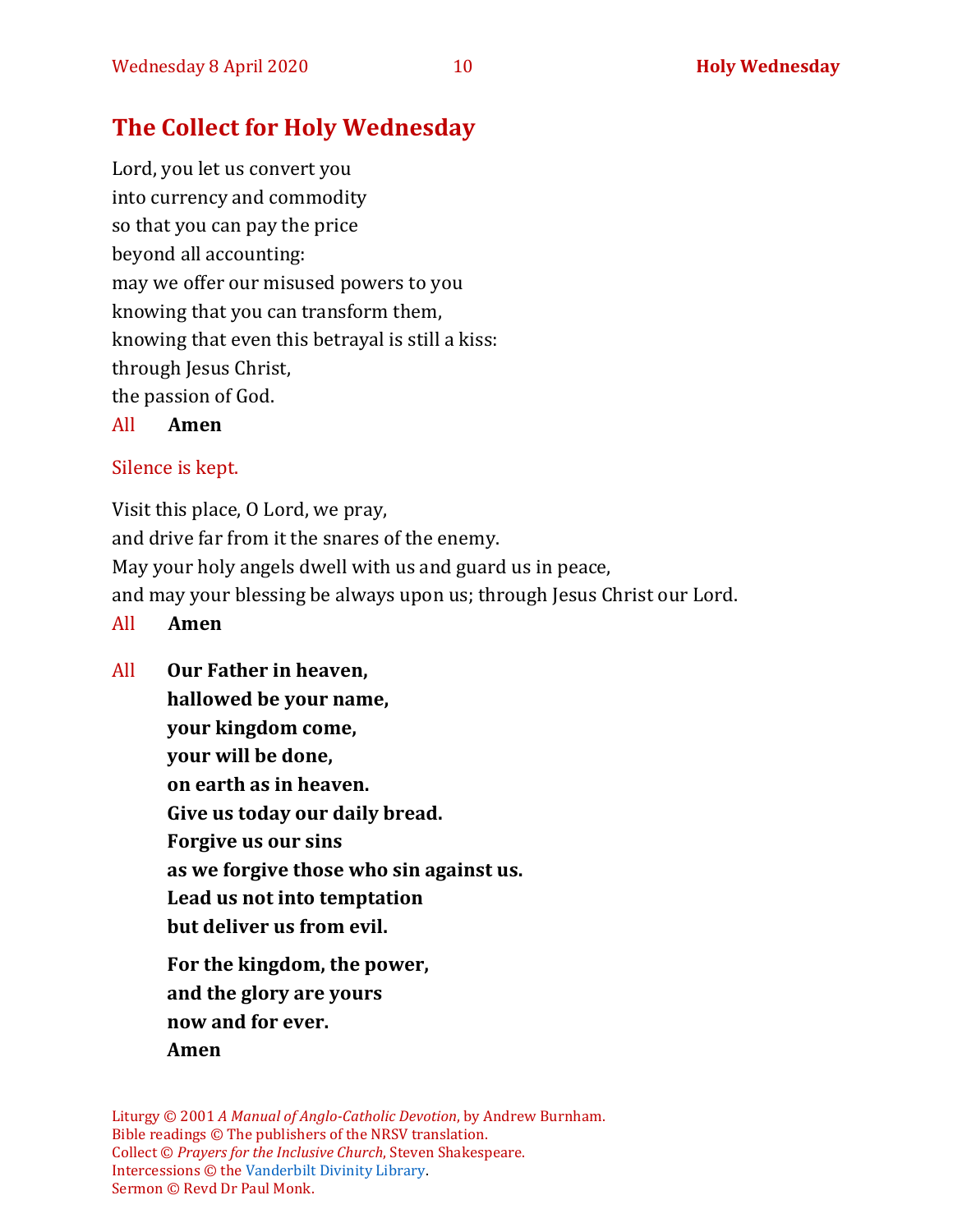## The Collect for Holy Wednesday

Lord, you let us convert you
into currency and commodity
so that you can pay the price
beyond all accounting:
may we offer our misused powers to you
knowing that you can transform them,
knowing that even this betrayal is still a kiss:
through Jesus Christ,
the passion of God.

All **Amen**

Silence is kept.

Visit this place, O Lord, we pray,
and drive far from it the snares of the enemy.
May your holy angels dwell with us and guard us in peace,
and may your blessing be always upon us; through Jesus Christ our Lord.

All **Amen**

All **Our Father in heaven,**
**hallowed be your name,**
**your kingdom come,**
**your will be done,**
**on earth as in heaven.**
**Give us today our daily bread.**
**Forgive us our sins**
**as we forgive those who sin against us.**
**Lead us not into temptation**
**but deliver us from evil.**

**For the kingdom, the power,**
**and the glory are yours**
**now and for ever.**
**Amen**

Liturgy © 2001 *A Manual of Anglo-Catholic Devotion*, by Andrew Burnham.
Bible readings © The publishers of the NRSV translation.
Collect © *Prayers for the Inclusive Church*, Steven Shakespeare.
Intercessions © the Vanderbilt Divinity Library.
Sermon © Revd Dr Paul Monk.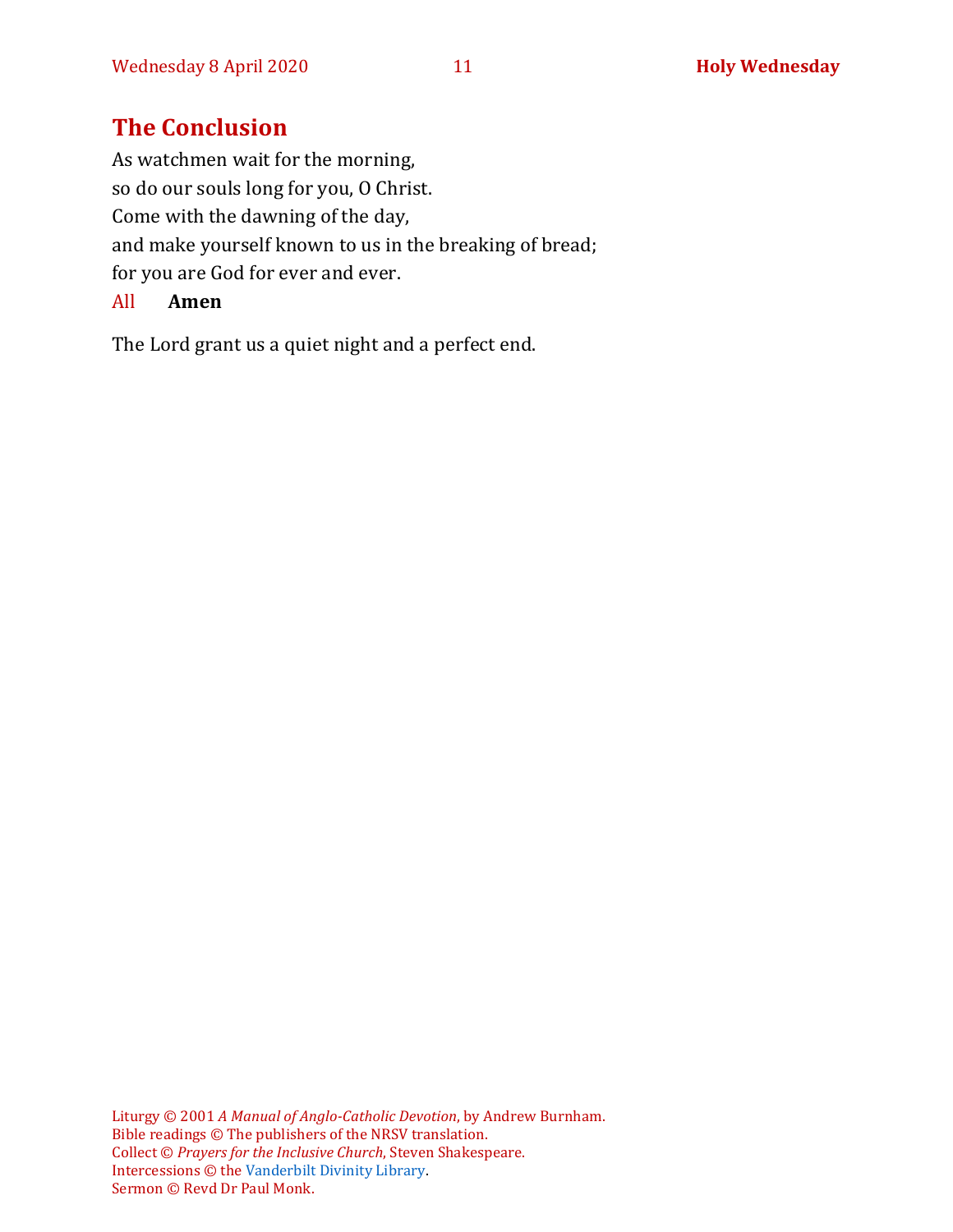## The Conclusion

As watchmen wait for the morning,
so do our souls long for you, O Christ.
Come with the dawning of the day,
and make yourself known to us in the breaking of bread;
for you are God for ever and ever.

All **Amen**

The Lord grant us a quiet night and a perfect end.

Liturgy © 2001 *A Manual of Anglo-Catholic Devotion*, by Andrew Burnham.
Bible readings © The publishers of the NRSV translation.
Collect © *Prayers for the Inclusive Church*, Steven Shakespeare.
Intercessions © the Vanderbilt Divinity Library.
Sermon © Revd Dr Paul Monk.